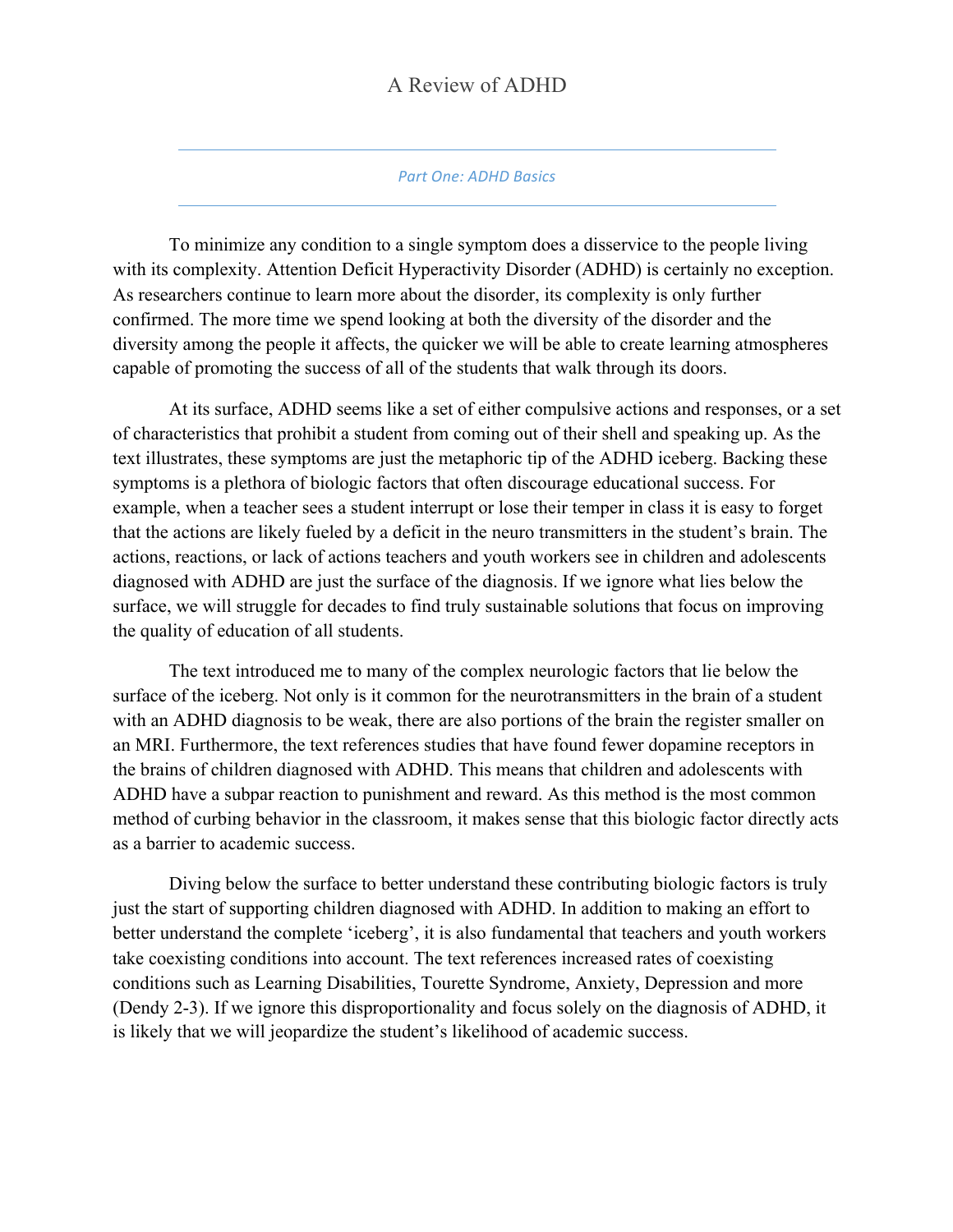# A Review of ADHD

## *Part One: ADHD Basics*

To minimize any condition to a single symptom does a disservice to the people living with its complexity. Attention Deficit Hyperactivity Disorder (ADHD) is certainly no exception. As researchers continue to learn more about the disorder, its complexity is only further confirmed. The more time we spend looking at both the diversity of the disorder and the diversity among the people it affects, the quicker we will be able to create learning atmospheres capable of promoting the success of all of the students that walk through its doors.

At its surface, ADHD seems like a set of either compulsive actions and responses, or a set of characteristics that prohibit a student from coming out of their shell and speaking up. As the text illustrates, these symptoms are just the metaphoric tip of the ADHD iceberg. Backing these symptoms is a plethora of biologic factors that often discourage educational success. For example, when a teacher sees a student interrupt or lose their temper in class it is easy to forget that the actions are likely fueled by a deficit in the neuro transmitters in the student's brain. The actions, reactions, or lack of actions teachers and youth workers see in children and adolescents diagnosed with ADHD are just the surface of the diagnosis. If we ignore what lies below the surface, we will struggle for decades to find truly sustainable solutions that focus on improving the quality of education of all students.

The text introduced me to many of the complex neurologic factors that lie below the surface of the iceberg. Not only is it common for the neurotransmitters in the brain of a student with an ADHD diagnosis to be weak, there are also portions of the brain the register smaller on an MRI. Furthermore, the text references studies that have found fewer dopamine receptors in the brains of children diagnosed with ADHD. This means that children and adolescents with ADHD have a subpar reaction to punishment and reward. As this method is the most common method of curbing behavior in the classroom, it makes sense that this biologic factor directly acts as a barrier to academic success.

Diving below the surface to better understand these contributing biologic factors is truly just the start of supporting children diagnosed with ADHD. In addition to making an effort to better understand the complete 'iceberg', it is also fundamental that teachers and youth workers take coexisting conditions into account. The text references increased rates of coexisting conditions such as Learning Disabilities, Tourette Syndrome, Anxiety, Depression and more (Dendy 2-3). If we ignore this disproportionality and focus solely on the diagnosis of ADHD, it is likely that we will jeopardize the student's likelihood of academic success.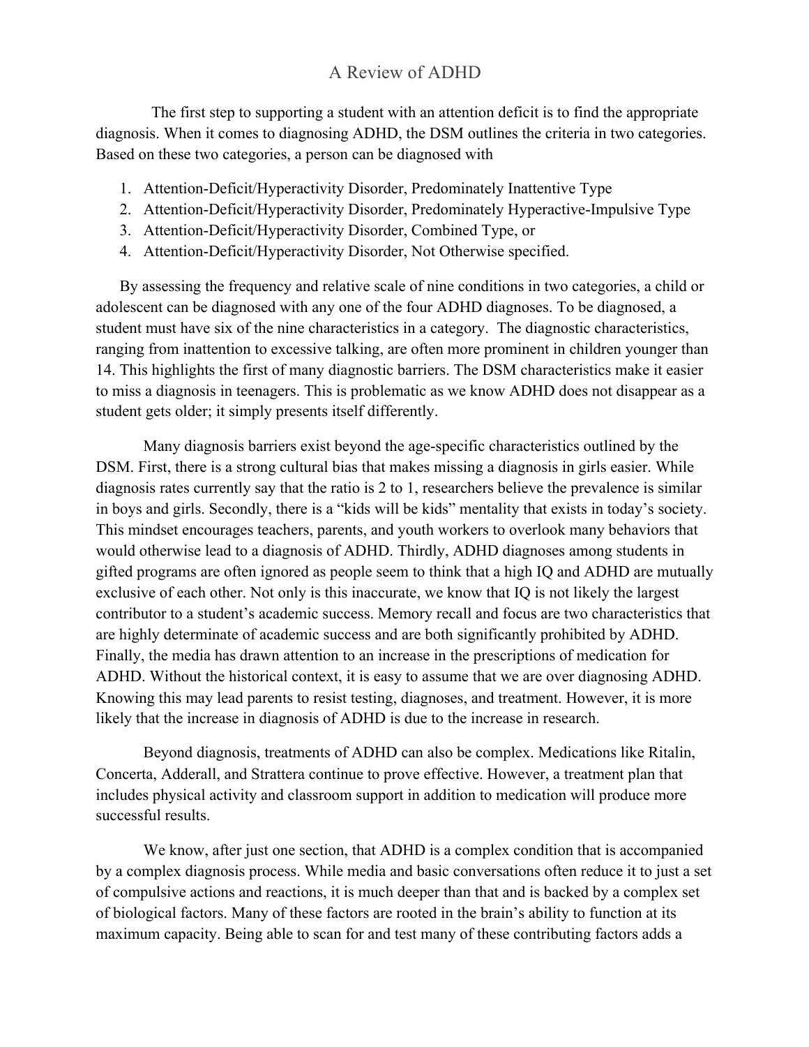# A Review of ADHD

The first step to supporting a student with an attention deficit is to find the appropriate diagnosis. When it comes to diagnosing ADHD, the DSM outlines the criteria in two categories. Based on these two categories, a person can be diagnosed with

1. Attention-Deficit/Hyperactivity Disorder, Predominately Inattentive Type
2. Attention-Deficit/Hyperactivity Disorder, Predominately Hyperactive-Impulsive Type
3. Attention-Deficit/Hyperactivity Disorder, Combined Type, or
4. Attention-Deficit/Hyperactivity Disorder, Not Otherwise specified.

By assessing the frequency and relative scale of nine conditions in two categories, a child or adolescent can be diagnosed with any one of the four ADHD diagnoses. To be diagnosed, a student must have six of the nine characteristics in a category. The diagnostic characteristics, ranging from inattention to excessive talking, are often more prominent in children younger than 14. This highlights the first of many diagnostic barriers. The DSM characteristics make it easier to miss a diagnosis in teenagers. This is problematic as we know ADHD does not disappear as a student gets older; it simply presents itself differently.

Many diagnosis barriers exist beyond the age-specific characteristics outlined by the DSM. First, there is a strong cultural bias that makes missing a diagnosis in girls easier. While diagnosis rates currently say that the ratio is 2 to 1, researchers believe the prevalence is similar in boys and girls. Secondly, there is a "kids will be kids" mentality that exists in today's society. This mindset encourages teachers, parents, and youth workers to overlook many behaviors that would otherwise lead to a diagnosis of ADHD. Thirdly, ADHD diagnoses among students in gifted programs are often ignored as people seem to think that a high IQ and ADHD are mutually exclusive of each other. Not only is this inaccurate, we know that IQ is not likely the largest contributor to a student's academic success. Memory recall and focus are two characteristics that are highly determinate of academic success and are both significantly prohibited by ADHD. Finally, the media has drawn attention to an increase in the prescriptions of medication for ADHD. Without the historical context, it is easy to assume that we are over diagnosing ADHD. Knowing this may lead parents to resist testing, diagnoses, and treatment. However, it is more likely that the increase in diagnosis of ADHD is due to the increase in research.

Beyond diagnosis, treatments of ADHD can also be complex. Medications like Ritalin, Concerta, Adderall, and Strattera continue to prove effective. However, a treatment plan that includes physical activity and classroom support in addition to medication will produce more successful results.

We know, after just one section, that ADHD is a complex condition that is accompanied by a complex diagnosis process. While media and basic conversations often reduce it to just a set of compulsive actions and reactions, it is much deeper than that and is backed by a complex set of biological factors. Many of these factors are rooted in the brain's ability to function at its maximum capacity. Being able to scan for and test many of these contributing factors adds a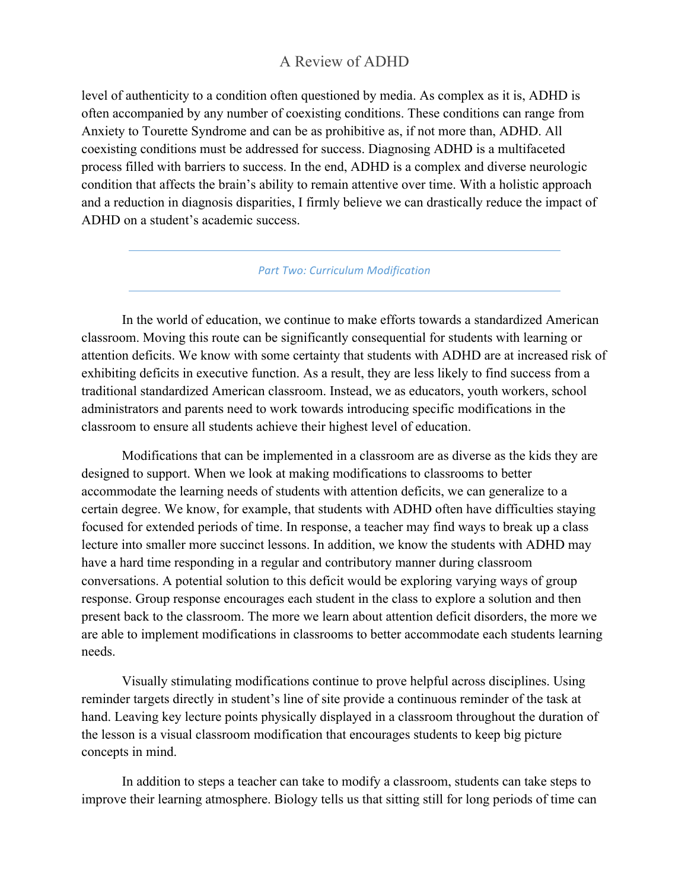level of authenticity to a condition often questioned by media. As complex as it is, ADHD is often accompanied by any number of coexisting conditions. These conditions can range from Anxiety to Tourette Syndrome and can be as prohibitive as, if not more than, ADHD. All coexisting conditions must be addressed for success. Diagnosing ADHD is a multifaceted process filled with barriers to success. In the end, ADHD is a complex and diverse neurologic condition that affects the brain's ability to remain attentive over time. With a holistic approach and a reduction in diagnosis disparities, I firmly believe we can drastically reduce the impact of ADHD on a student's academic success.

---

## *Part Two: Curriculum Modification*

---

In the world of education, we continue to make efforts towards a standardized American classroom. Moving this route can be significantly consequential for students with learning or attention deficits. We know with some certainty that students with ADHD are at increased risk of exhibiting deficits in executive function. As a result, they are less likely to find success from a traditional standardized American classroom. Instead, we as educators, youth workers, school administrators and parents need to work towards introducing specific modifications in the classroom to ensure all students achieve their highest level of education.

Modifications that can be implemented in a classroom are as diverse as the kids they are designed to support. When we look at making modifications to classrooms to better accommodate the learning needs of students with attention deficits, we can generalize to a certain degree. We know, for example, that students with ADHD often have difficulties staying focused for extended periods of time. In response, a teacher may find ways to break up a class lecture into smaller more succinct lessons. In addition, we know the students with ADHD may have a hard time responding in a regular and contributory manner during classroom conversations. A potential solution to this deficit would be exploring varying ways of group response. Group response encourages each student in the class to explore a solution and then present back to the classroom. The more we learn about attention deficit disorders, the more we are able to implement modifications in classrooms to better accommodate each students learning needs.

Visually stimulating modifications continue to prove helpful across disciplines. Using reminder targets directly in student's line of site provide a continuous reminder of the task at hand. Leaving key lecture points physically displayed in a classroom throughout the duration of the lesson is a visual classroom modification that encourages students to keep big picture concepts in mind.

In addition to steps a teacher can take to modify a classroom, students can take steps to improve their learning atmosphere. Biology tells us that sitting still for long periods of time can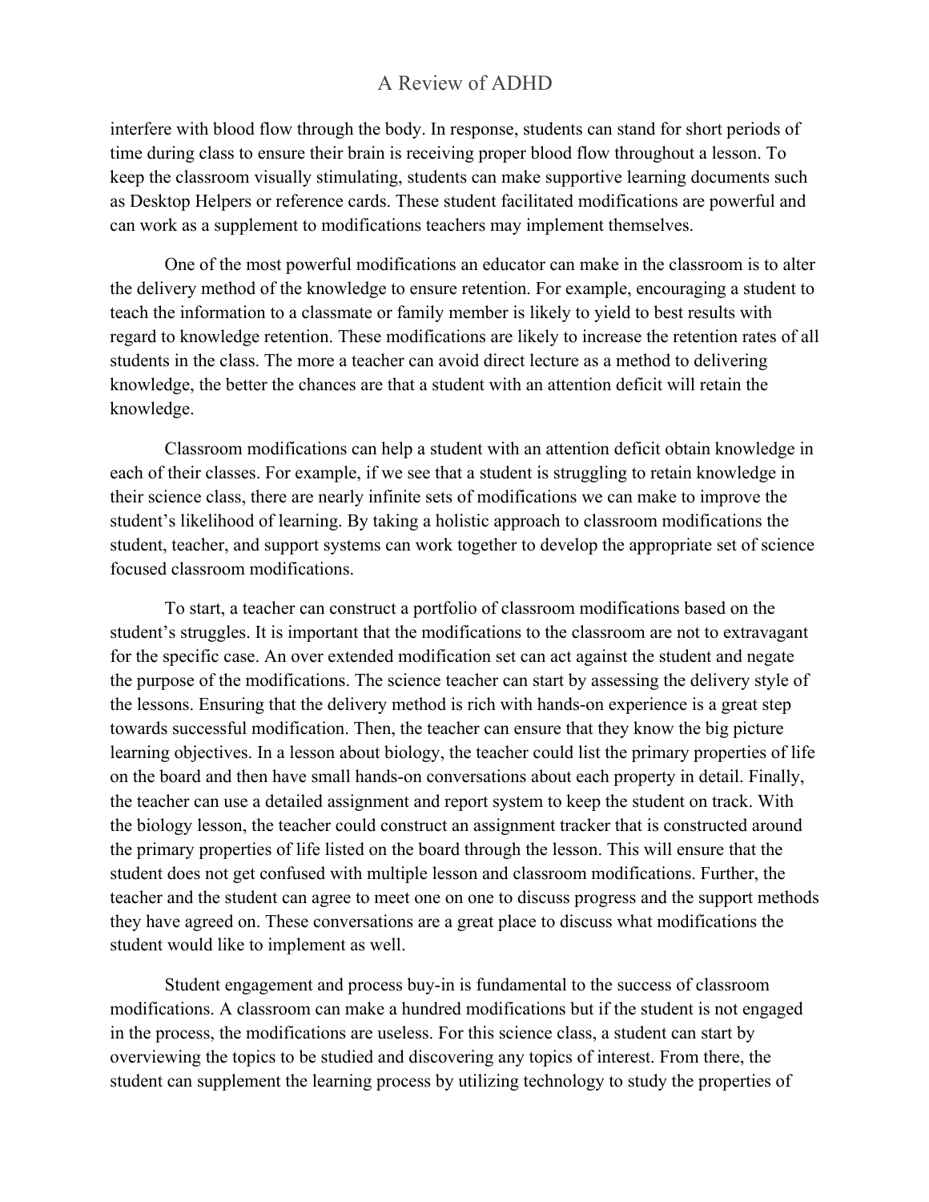interfere with blood flow through the body. In response, students can stand for short periods of time during class to ensure their brain is receiving proper blood flow throughout a lesson. To keep the classroom visually stimulating, students can make supportive learning documents such as Desktop Helpers or reference cards. These student facilitated modifications are powerful and can work as a supplement to modifications teachers may implement themselves.

One of the most powerful modifications an educator can make in the classroom is to alter the delivery method of the knowledge to ensure retention. For example, encouraging a student to teach the information to a classmate or family member is likely to yield to best results with regard to knowledge retention. These modifications are likely to increase the retention rates of all students in the class. The more a teacher can avoid direct lecture as a method to delivering knowledge, the better the chances are that a student with an attention deficit will retain the knowledge.

Classroom modifications can help a student with an attention deficit obtain knowledge in each of their classes. For example, if we see that a student is struggling to retain knowledge in their science class, there are nearly infinite sets of modifications we can make to improve the student's likelihood of learning. By taking a holistic approach to classroom modifications the student, teacher, and support systems can work together to develop the appropriate set of science focused classroom modifications.

To start, a teacher can construct a portfolio of classroom modifications based on the student's struggles. It is important that the modifications to the classroom are not to extravagant for the specific case. An over extended modification set can act against the student and negate the purpose of the modifications. The science teacher can start by assessing the delivery style of the lessons. Ensuring that the delivery method is rich with hands-on experience is a great step towards successful modification. Then, the teacher can ensure that they know the big picture learning objectives. In a lesson about biology, the teacher could list the primary properties of life on the board and then have small hands-on conversations about each property in detail. Finally, the teacher can use a detailed assignment and report system to keep the student on track. With the biology lesson, the teacher could construct an assignment tracker that is constructed around the primary properties of life listed on the board through the lesson. This will ensure that the student does not get confused with multiple lesson and classroom modifications. Further, the teacher and the student can agree to meet one on one to discuss progress and the support methods they have agreed on. These conversations are a great place to discuss what modifications the student would like to implement as well.

Student engagement and process buy-in is fundamental to the success of classroom modifications. A classroom can make a hundred modifications but if the student is not engaged in the process, the modifications are useless. For this science class, a student can start by overviewing the topics to be studied and discovering any topics of interest. From there, the student can supplement the learning process by utilizing technology to study the properties of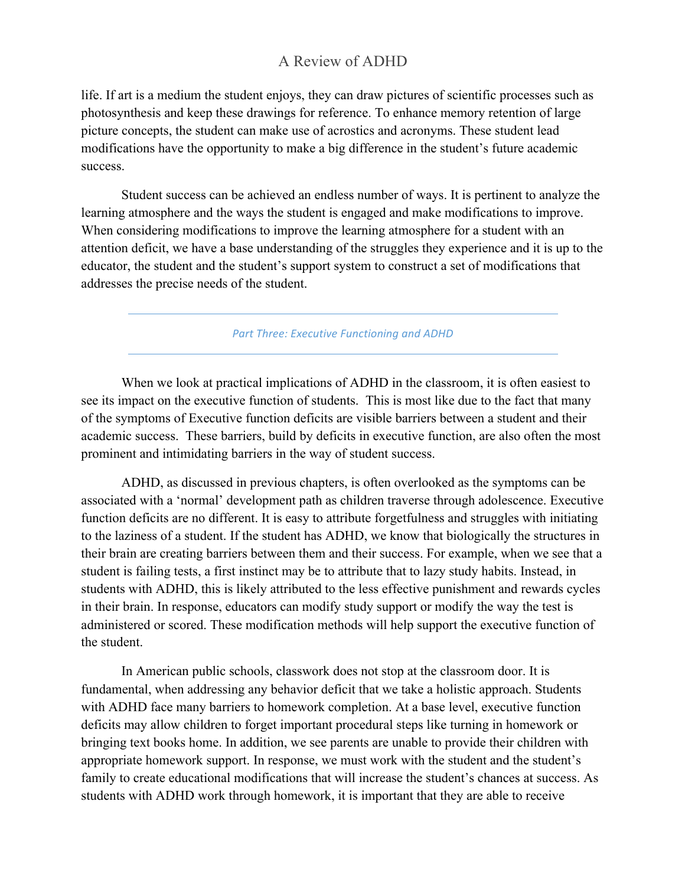life. If art is a medium the student enjoys, they can draw pictures of scientific processes such as photosynthesis and keep these drawings for reference. To enhance memory retention of large picture concepts, the student can make use of acrostics and acronyms. These student lead modifications have the opportunity to make a big difference in the student's future academic success.

Student success can be achieved an endless number of ways. It is pertinent to analyze the learning atmosphere and the ways the student is engaged and make modifications to improve. When considering modifications to improve the learning atmosphere for a student with an attention deficit, we have a base understanding of the struggles they experience and it is up to the educator, the student and the student's support system to construct a set of modifications that addresses the precise needs of the student.

## *Part Three: Executive Functioning and ADHD*

When we look at practical implications of ADHD in the classroom, it is often easiest to see its impact on the executive function of students. This is most like due to the fact that many of the symptoms of Executive function deficits are visible barriers between a student and their academic success. These barriers, build by deficits in executive function, are also often the most prominent and intimidating barriers in the way of student success.

ADHD, as discussed in previous chapters, is often overlooked as the symptoms can be associated with a 'normal' development path as children traverse through adolescence. Executive function deficits are no different. It is easy to attribute forgetfulness and struggles with initiating to the laziness of a student. If the student has ADHD, we know that biologically the structures in their brain are creating barriers between them and their success. For example, when we see that a student is failing tests, a first instinct may be to attribute that to lazy study habits. Instead, in students with ADHD, this is likely attributed to the less effective punishment and rewards cycles in their brain. In response, educators can modify study support or modify the way the test is administered or scored. These modification methods will help support the executive function of the student.

In American public schools, classwork does not stop at the classroom door. It is fundamental, when addressing any behavior deficit that we take a holistic approach. Students with ADHD face many barriers to homework completion. At a base level, executive function deficits may allow children to forget important procedural steps like turning in homework or bringing text books home. In addition, we see parents are unable to provide their children with appropriate homework support. In response, we must work with the student and the student's family to create educational modifications that will increase the student's chances at success. As students with ADHD work through homework, it is important that they are able to receive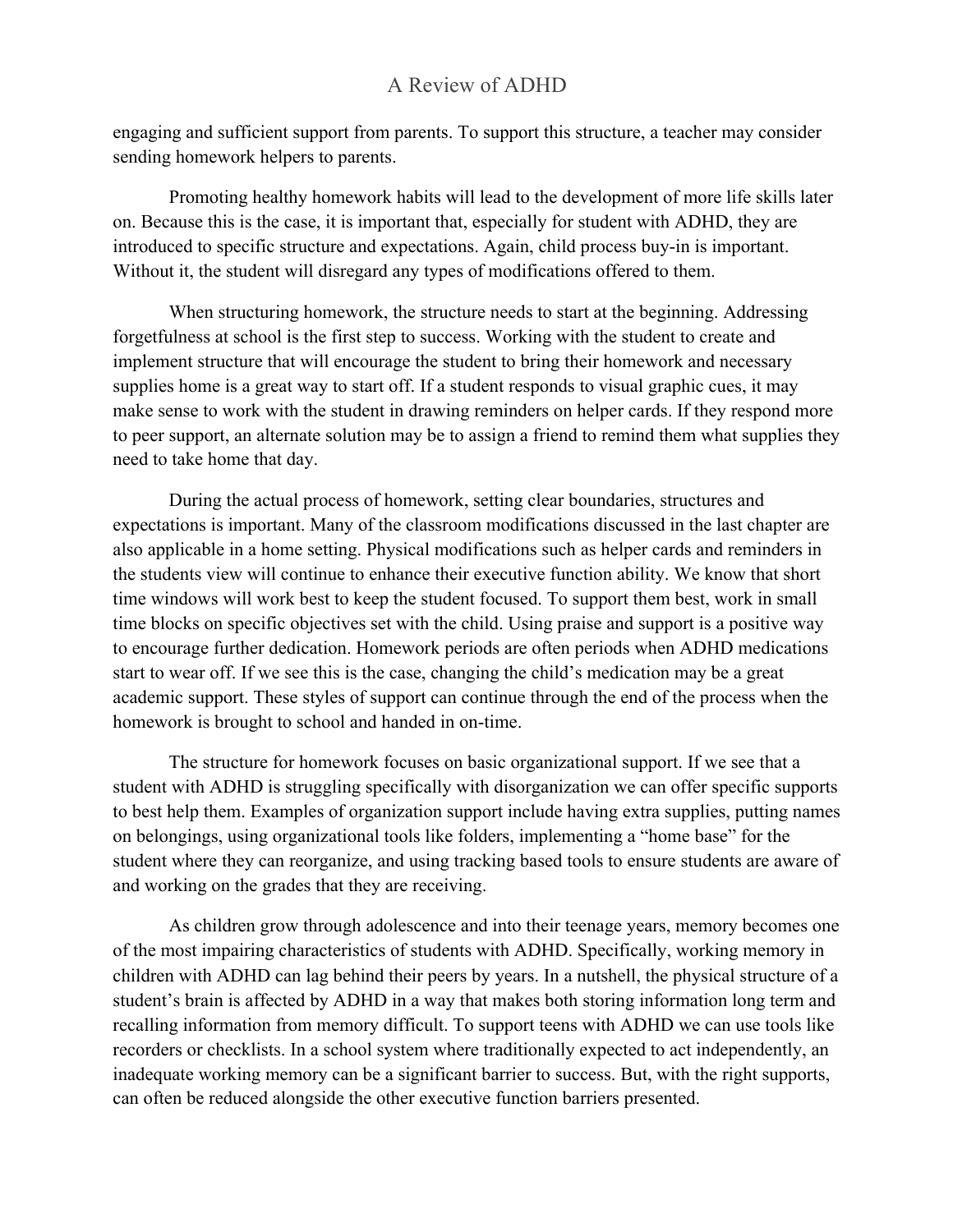engaging and sufficient support from parents. To support this structure, a teacher may consider sending homework helpers to parents.

Promoting healthy homework habits will lead to the development of more life skills later on. Because this is the case, it is important that, especially for student with ADHD, they are introduced to specific structure and expectations. Again, child process buy-in is important. Without it, the student will disregard any types of modifications offered to them.

When structuring homework, the structure needs to start at the beginning. Addressing forgetfulness at school is the first step to success. Working with the student to create and implement structure that will encourage the student to bring their homework and necessary supplies home is a great way to start off. If a student responds to visual graphic cues, it may make sense to work with the student in drawing reminders on helper cards. If they respond more to peer support, an alternate solution may be to assign a friend to remind them what supplies they need to take home that day.

During the actual process of homework, setting clear boundaries, structures and expectations is important. Many of the classroom modifications discussed in the last chapter are also applicable in a home setting. Physical modifications such as helper cards and reminders in the students view will continue to enhance their executive function ability. We know that short time windows will work best to keep the student focused. To support them best, work in small time blocks on specific objectives set with the child. Using praise and support is a positive way to encourage further dedication. Homework periods are often periods when ADHD medications start to wear off. If we see this is the case, changing the child's medication may be a great academic support. These styles of support can continue through the end of the process when the homework is brought to school and handed in on-time.

The structure for homework focuses on basic organizational support. If we see that a student with ADHD is struggling specifically with disorganization we can offer specific supports to best help them. Examples of organization support include having extra supplies, putting names on belongings, using organizational tools like folders, implementing a "home base" for the student where they can reorganize, and using tracking based tools to ensure students are aware of and working on the grades that they are receiving.

As children grow through adolescence and into their teenage years, memory becomes one of the most impairing characteristics of students with ADHD. Specifically, working memory in children with ADHD can lag behind their peers by years. In a nutshell, the physical structure of a student's brain is affected by ADHD in a way that makes both storing information long term and recalling information from memory difficult. To support teens with ADHD we can use tools like recorders or checklists. In a school system where traditionally expected to act independently, an inadequate working memory can be a significant barrier to success. But, with the right supports, can often be reduced alongside the other executive function barriers presented.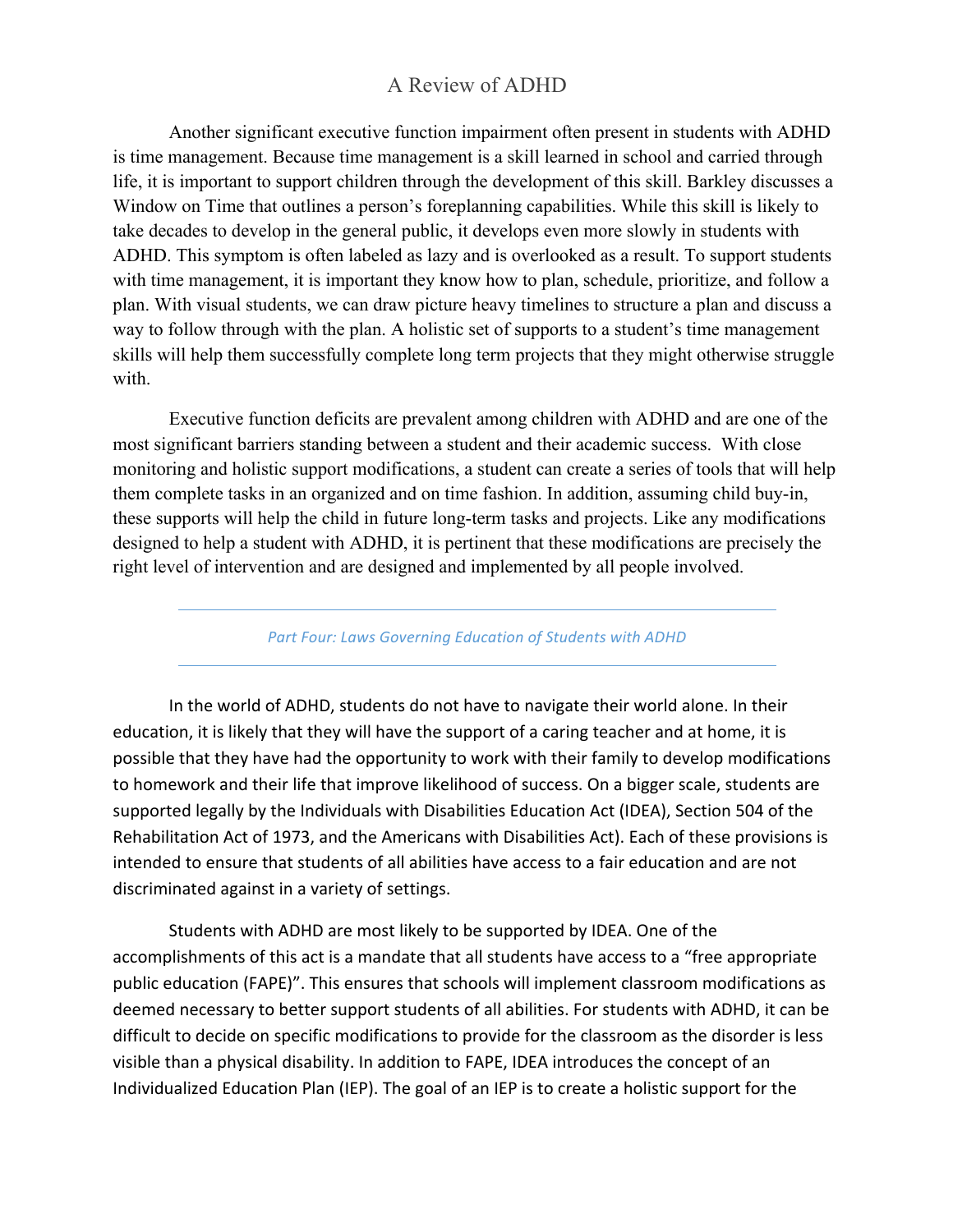Another significant executive function impairment often present in students with ADHD is time management. Because time management is a skill learned in school and carried through life, it is important to support children through the development of this skill. Barkley discusses a Window on Time that outlines a person's foreplanning capabilities. While this skill is likely to take decades to develop in the general public, it develops even more slowly in students with ADHD. This symptom is often labeled as lazy and is overlooked as a result. To support students with time management, it is important they know how to plan, schedule, prioritize, and follow a plan. With visual students, we can draw picture heavy timelines to structure a plan and discuss a way to follow through with the plan. A holistic set of supports to a student's time management skills will help them successfully complete long term projects that they might otherwise struggle with.

Executive function deficits are prevalent among children with ADHD and are one of the most significant barriers standing between a student and their academic success. With close monitoring and holistic support modifications, a student can create a series of tools that will help them complete tasks in an organized and on time fashion. In addition, assuming child buy-in, these supports will help the child in future long-term tasks and projects. Like any modifications designed to help a student with ADHD, it is pertinent that these modifications are precisely the right level of intervention and are designed and implemented by all people involved.

---

## *Part Four: Laws Governing Education of Students with ADHD*

---

In the world of ADHD, students do not have to navigate their world alone. In their education, it is likely that they will have the support of a caring teacher and at home, it is possible that they have had the opportunity to work with their family to develop modifications to homework and their life that improve likelihood of success. On a bigger scale, students are supported legally by the Individuals with Disabilities Education Act (IDEA), Section 504 of the Rehabilitation Act of 1973, and the Americans with Disabilities Act). Each of these provisions is intended to ensure that students of all abilities have access to a fair education and are not discriminated against in a variety of settings.

Students with ADHD are most likely to be supported by IDEA. One of the accomplishments of this act is a mandate that all students have access to a "free appropriate public education (FAPE)". This ensures that schools will implement classroom modifications as deemed necessary to better support students of all abilities. For students with ADHD, it can be difficult to decide on specific modifications to provide for the classroom as the disorder is less visible than a physical disability. In addition to FAPE, IDEA introduces the concept of an Individualized Education Plan (IEP). The goal of an IEP is to create a holistic support for the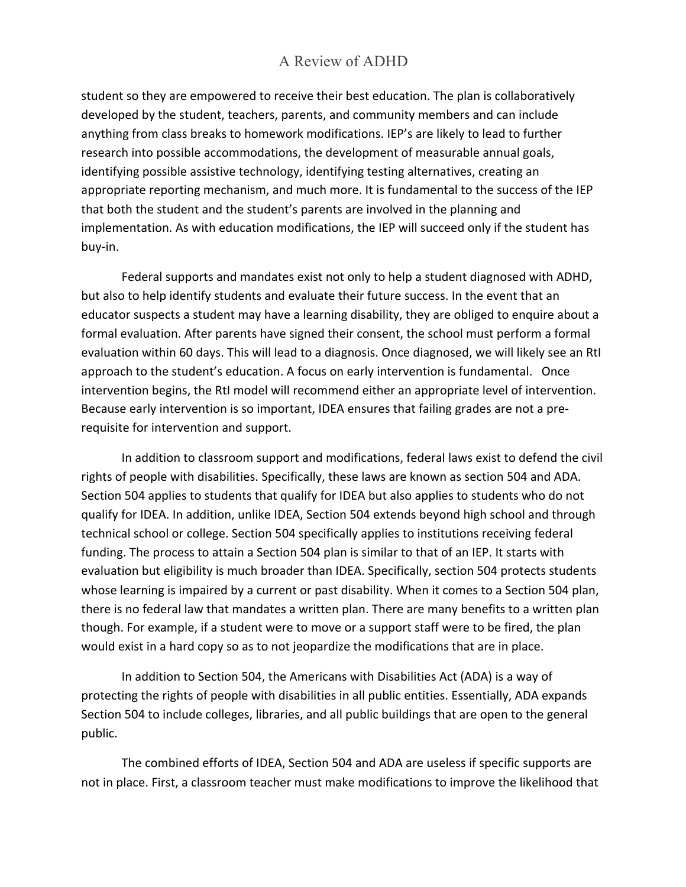student so they are empowered to receive their best education. The plan is collaboratively developed by the student, teachers, parents, and community members and can include anything from class breaks to homework modifications. IEP's are likely to lead to further research into possible accommodations, the development of measurable annual goals, identifying possible assistive technology, identifying testing alternatives, creating an appropriate reporting mechanism, and much more. It is fundamental to the success of the IEP that both the student and the student's parents are involved in the planning and implementation. As with education modifications, the IEP will succeed only if the student has buy-in.

Federal supports and mandates exist not only to help a student diagnosed with ADHD, but also to help identify students and evaluate their future success. In the event that an educator suspects a student may have a learning disability, they are obliged to enquire about a formal evaluation. After parents have signed their consent, the school must perform a formal evaluation within 60 days. This will lead to a diagnosis. Once diagnosed, we will likely see an RtI approach to the student's education. A focus on early intervention is fundamental. Once intervention begins, the RtI model will recommend either an appropriate level of intervention. Because early intervention is so important, IDEA ensures that failing grades are not a pre-requisite for intervention and support.

In addition to classroom support and modifications, federal laws exist to defend the civil rights of people with disabilities. Specifically, these laws are known as section 504 and ADA. Section 504 applies to students that qualify for IDEA but also applies to students who do not qualify for IDEA. In addition, unlike IDEA, Section 504 extends beyond high school and through technical school or college. Section 504 specifically applies to institutions receiving federal funding. The process to attain a Section 504 plan is similar to that of an IEP. It starts with evaluation but eligibility is much broader than IDEA. Specifically, section 504 protects students whose learning is impaired by a current or past disability. When it comes to a Section 504 plan, there is no federal law that mandates a written plan. There are many benefits to a written plan though. For example, if a student were to move or a support staff were to be fired, the plan would exist in a hard copy so as to not jeopardize the modifications that are in place.

In addition to Section 504, the Americans with Disabilities Act (ADA) is a way of protecting the rights of people with disabilities in all public entities. Essentially, ADA expands Section 504 to include colleges, libraries, and all public buildings that are open to the general public.

The combined efforts of IDEA, Section 504 and ADA are useless if specific supports are not in place. First, a classroom teacher must make modifications to improve the likelihood that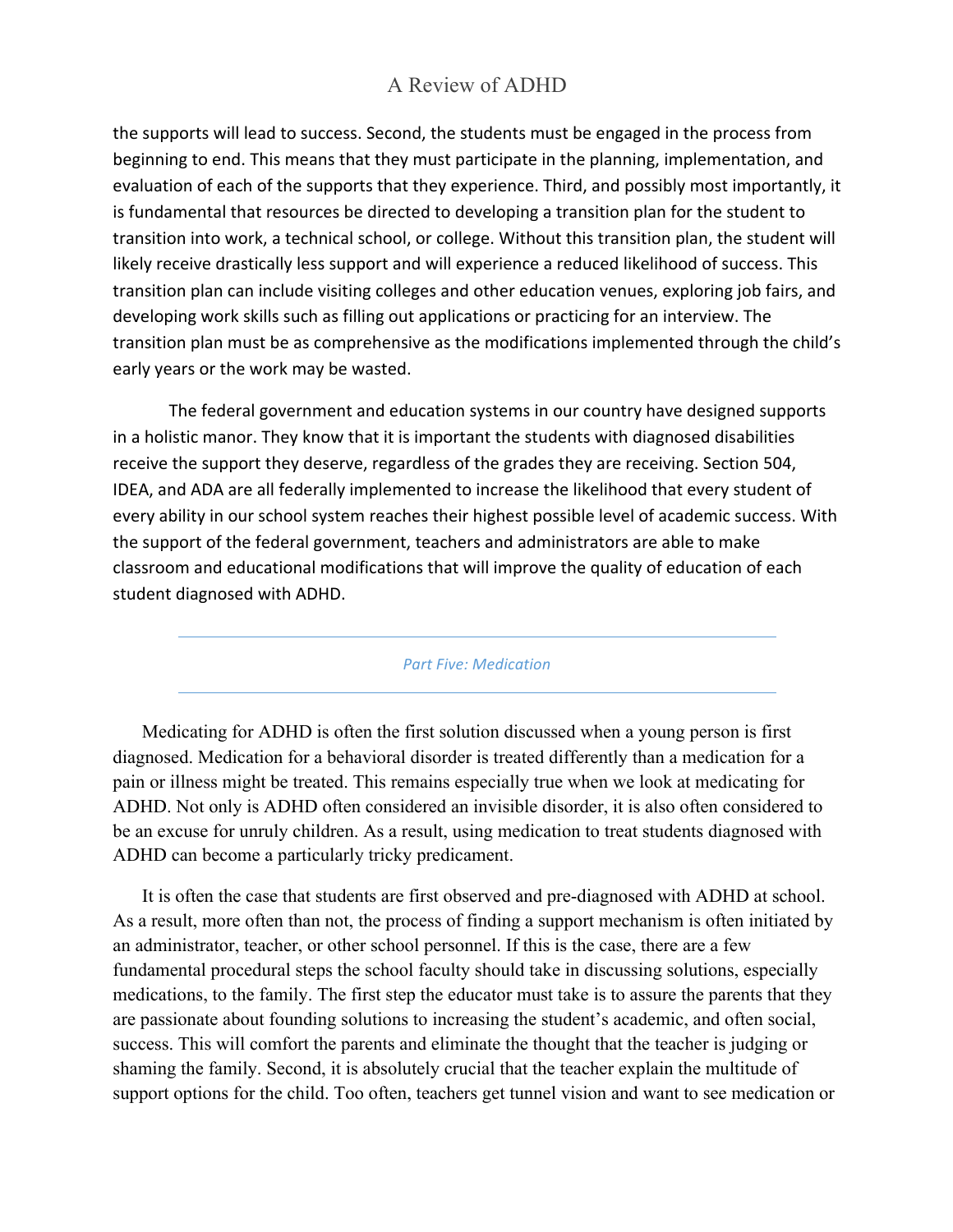the supports will lead to success. Second, the students must be engaged in the process from beginning to end. This means that they must participate in the planning, implementation, and evaluation of each of the supports that they experience. Third, and possibly most importantly, it is fundamental that resources be directed to developing a transition plan for the student to transition into work, a technical school, or college. Without this transition plan, the student will likely receive drastically less support and will experience a reduced likelihood of success. This transition plan can include visiting colleges and other education venues, exploring job fairs, and developing work skills such as filling out applications or practicing for an interview. The transition plan must be as comprehensive as the modifications implemented through the child's early years or the work may be wasted.

The federal government and education systems in our country have designed supports in a holistic manor. They know that it is important the students with diagnosed disabilities receive the support they deserve, regardless of the grades they are receiving. Section 504, IDEA, and ADA are all federally implemented to increase the likelihood that every student of every ability in our school system reaches their highest possible level of academic success. With the support of the federal government, teachers and administrators are able to make classroom and educational modifications that will improve the quality of education of each student diagnosed with ADHD.

---

## *Part Five: Medication*

---

Medicating for ADHD is often the first solution discussed when a young person is first diagnosed. Medication for a behavioral disorder is treated differently than a medication for a pain or illness might be treated. This remains especially true when we look at medicating for ADHD. Not only is ADHD often considered an invisible disorder, it is also often considered to be an excuse for unruly children. As a result, using medication to treat students diagnosed with ADHD can become a particularly tricky predicament.

It is often the case that students are first observed and pre-diagnosed with ADHD at school. As a result, more often than not, the process of finding a support mechanism is often initiated by an administrator, teacher, or other school personnel. If this is the case, there are a few fundamental procedural steps the school faculty should take in discussing solutions, especially medications, to the family. The first step the educator must take is to assure the parents that they are passionate about founding solutions to increasing the student's academic, and often social, success. This will comfort the parents and eliminate the thought that the teacher is judging or shaming the family. Second, it is absolutely crucial that the teacher explain the multitude of support options for the child. Too often, teachers get tunnel vision and want to see medication or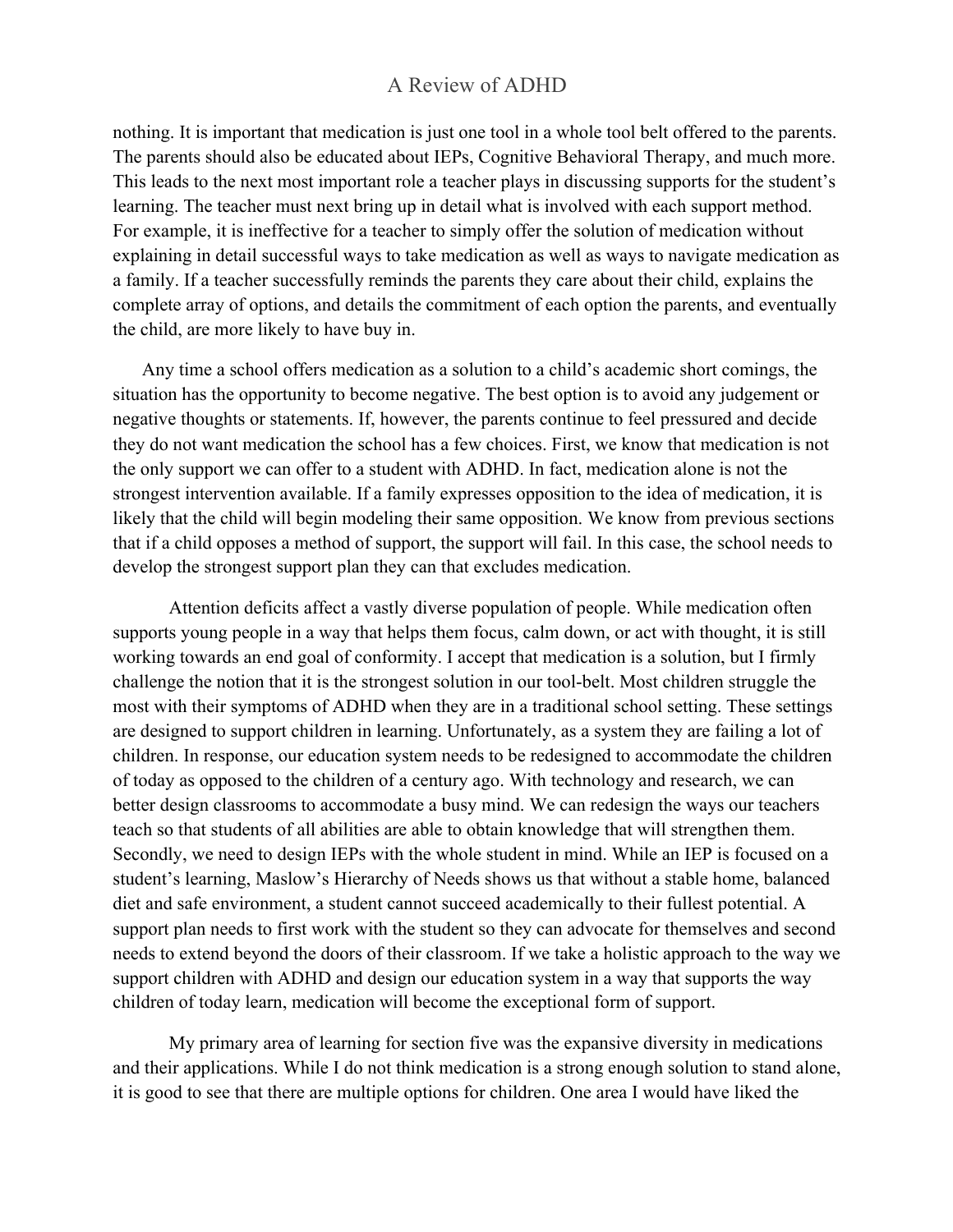nothing. It is important that medication is just one tool in a whole tool belt offered to the parents. The parents should also be educated about IEPs, Cognitive Behavioral Therapy, and much more. This leads to the next most important role a teacher plays in discussing supports for the student's learning. The teacher must next bring up in detail what is involved with each support method. For example, it is ineffective for a teacher to simply offer the solution of medication without explaining in detail successful ways to take medication as well as ways to navigate medication as a family. If a teacher successfully reminds the parents they care about their child, explains the complete array of options, and details the commitment of each option the parents, and eventually the child, are more likely to have buy in.

Any time a school offers medication as a solution to a child's academic short comings, the situation has the opportunity to become negative. The best option is to avoid any judgement or negative thoughts or statements. If, however, the parents continue to feel pressured and decide they do not want medication the school has a few choices. First, we know that medication is not the only support we can offer to a student with ADHD. In fact, medication alone is not the strongest intervention available. If a family expresses opposition to the idea of medication, it is likely that the child will begin modeling their same opposition. We know from previous sections that if a child opposes a method of support, the support will fail. In this case, the school needs to develop the strongest support plan they can that excludes medication.

Attention deficits affect a vastly diverse population of people. While medication often supports young people in a way that helps them focus, calm down, or act with thought, it is still working towards an end goal of conformity. I accept that medication is a solution, but I firmly challenge the notion that it is the strongest solution in our tool-belt. Most children struggle the most with their symptoms of ADHD when they are in a traditional school setting. These settings are designed to support children in learning. Unfortunately, as a system they are failing a lot of children. In response, our education system needs to be redesigned to accommodate the children of today as opposed to the children of a century ago. With technology and research, we can better design classrooms to accommodate a busy mind. We can redesign the ways our teachers teach so that students of all abilities are able to obtain knowledge that will strengthen them. Secondly, we need to design IEPs with the whole student in mind. While an IEP is focused on a student's learning, Maslow's Hierarchy of Needs shows us that without a stable home, balanced diet and safe environment, a student cannot succeed academically to their fullest potential. A support plan needs to first work with the student so they can advocate for themselves and second needs to extend beyond the doors of their classroom. If we take a holistic approach to the way we support children with ADHD and design our education system in a way that supports the way children of today learn, medication will become the exceptional form of support.

My primary area of learning for section five was the expansive diversity in medications and their applications. While I do not think medication is a strong enough solution to stand alone, it is good to see that there are multiple options for children. One area I would have liked the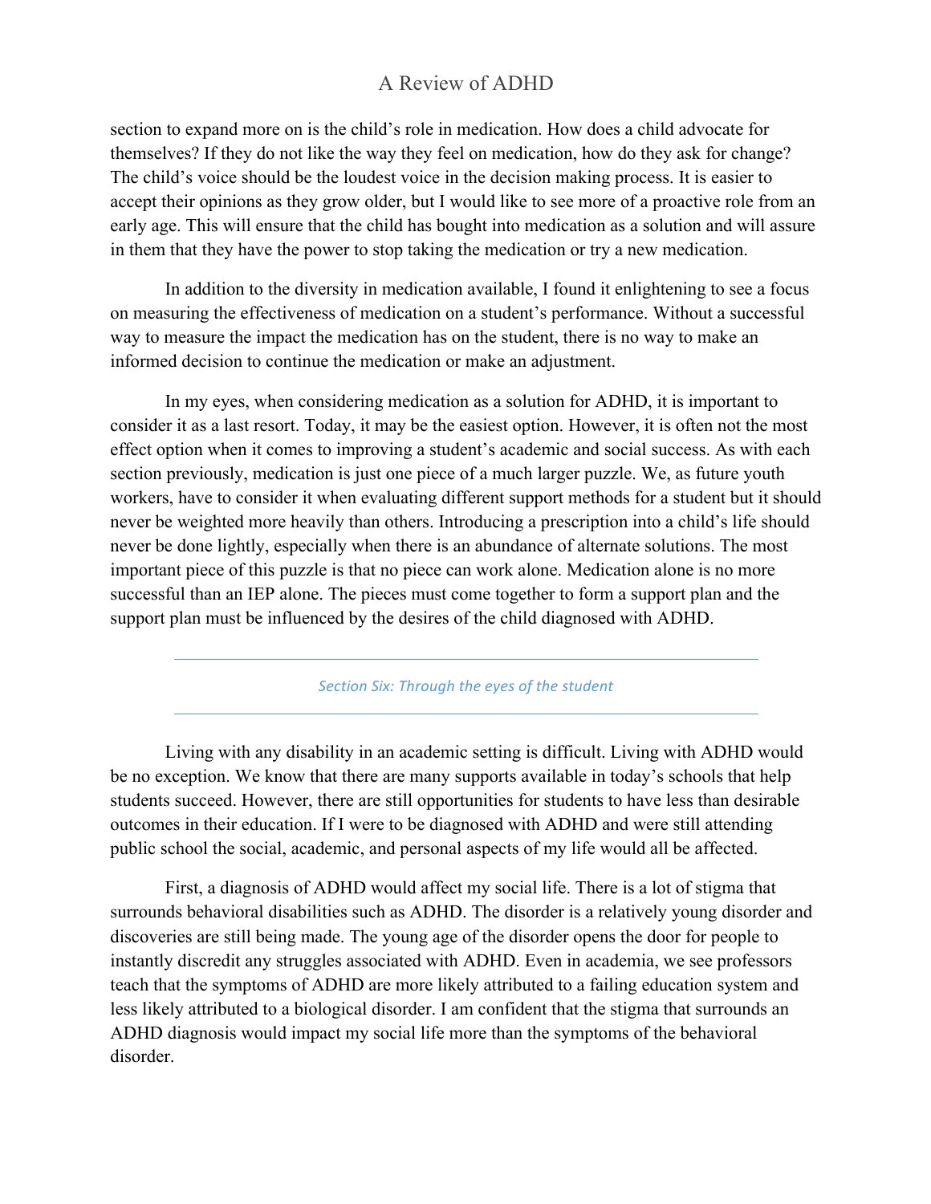section to expand more on is the child's role in medication. How does a child advocate for themselves? If they do not like the way they feel on medication, how do they ask for change? The child's voice should be the loudest voice in the decision making process. It is easier to accept their opinions as they grow older, but I would like to see more of a proactive role from an early age. This will ensure that the child has bought into medication as a solution and will assure in them that they have the power to stop taking the medication or try a new medication.

In addition to the diversity in medication available, I found it enlightening to see a focus on measuring the effectiveness of medication on a student's performance. Without a successful way to measure the impact the medication has on the student, there is no way to make an informed decision to continue the medication or make an adjustment.

In my eyes, when considering medication as a solution for ADHD, it is important to consider it as a last resort. Today, it may be the easiest option. However, it is often not the most effect option when it comes to improving a student's academic and social success. As with each section previously, medication is just one piece of a much larger puzzle. We, as future youth workers, have to consider it when evaluating different support methods for a student but it should never be weighted more heavily than others. Introducing a prescription into a child's life should never be done lightly, especially when there is an abundance of alternate solutions. The most important piece of this puzzle is that no piece can work alone. Medication alone is no more successful than an IEP alone. The pieces must come together to form a support plan and the support plan must be influenced by the desires of the child diagnosed with ADHD.

---

## *Section Six: Through the eyes of the student*

---

Living with any disability in an academic setting is difficult. Living with ADHD would be no exception. We know that there are many supports available in today's schools that help students succeed. However, there are still opportunities for students to have less than desirable outcomes in their education. If I were to be diagnosed with ADHD and were still attending public school the social, academic, and personal aspects of my life would all be affected.

First, a diagnosis of ADHD would affect my social life. There is a lot of stigma that surrounds behavioral disabilities such as ADHD. The disorder is a relatively young disorder and discoveries are still being made. The young age of the disorder opens the door for people to instantly discredit any struggles associated with ADHD. Even in academia, we see professors teach that the symptoms of ADHD are more likely attributed to a failing education system and less likely attributed to a biological disorder. I am confident that the stigma that surrounds an ADHD diagnosis would impact my social life more than the symptoms of the behavioral disorder.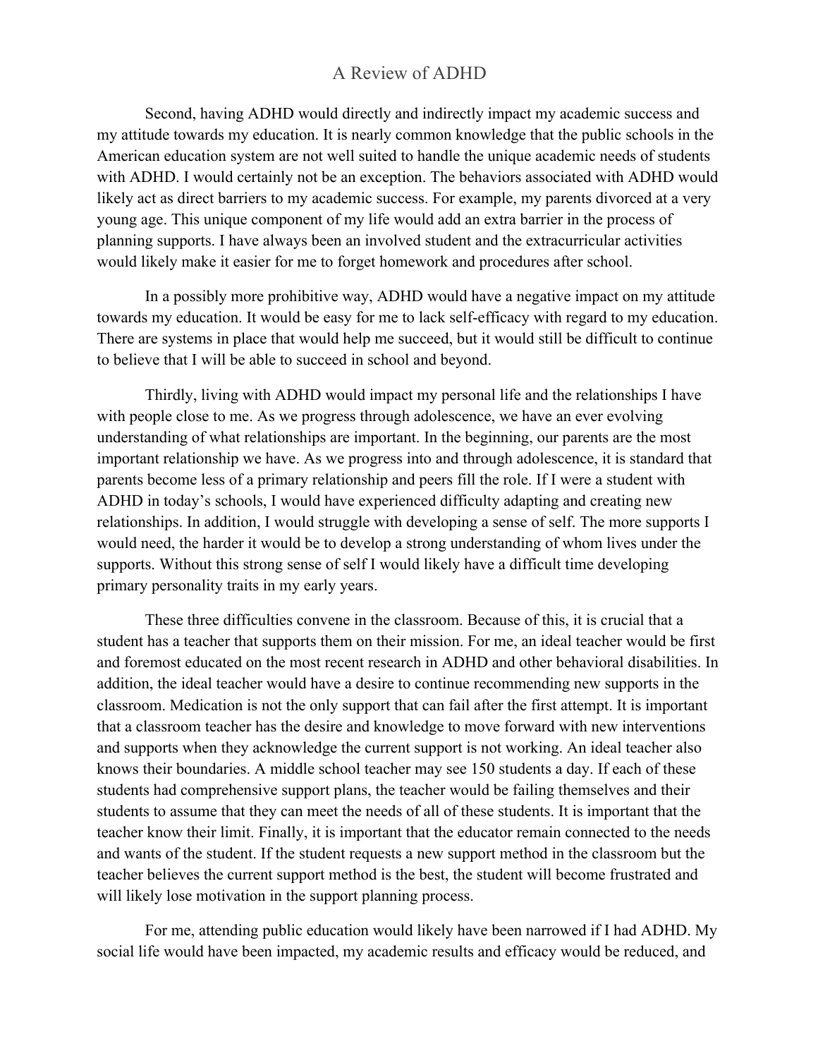# A Review of ADHD

Second, having ADHD would directly and indirectly impact my academic success and my attitude towards my education. It is nearly common knowledge that the public schools in the American education system are not well suited to handle the unique academic needs of students with ADHD. I would certainly not be an exception. The behaviors associated with ADHD would likely act as direct barriers to my academic success. For example, my parents divorced at a very young age. This unique component of my life would add an extra barrier in the process of planning supports. I have always been an involved student and the extracurricular activities would likely make it easier for me to forget homework and procedures after school.

In a possibly more prohibitive way, ADHD would have a negative impact on my attitude towards my education. It would be easy for me to lack self-efficacy with regard to my education. There are systems in place that would help me succeed, but it would still be difficult to continue to believe that I will be able to succeed in school and beyond.

Thirdly, living with ADHD would impact my personal life and the relationships I have with people close to me. As we progress through adolescence, we have an ever evolving understanding of what relationships are important. In the beginning, our parents are the most important relationship we have. As we progress into and through adolescence, it is standard that parents become less of a primary relationship and peers fill the role. If I were a student with ADHD in today's schools, I would have experienced difficulty adapting and creating new relationships. In addition, I would struggle with developing a sense of self. The more supports I would need, the harder it would be to develop a strong understanding of whom lives under the supports. Without this strong sense of self I would likely have a difficult time developing primary personality traits in my early years.

These three difficulties convene in the classroom. Because of this, it is crucial that a student has a teacher that supports them on their mission. For me, an ideal teacher would be first and foremost educated on the most recent research in ADHD and other behavioral disabilities. In addition, the ideal teacher would have a desire to continue recommending new supports in the classroom. Medication is not the only support that can fail after the first attempt. It is important that a classroom teacher has the desire and knowledge to move forward with new interventions and supports when they acknowledge the current support is not working. An ideal teacher also knows their boundaries. A middle school teacher may see 150 students a day. If each of these students had comprehensive support plans, the teacher would be failing themselves and their students to assume that they can meet the needs of all of these students. It is important that the teacher know their limit. Finally, it is important that the educator remain connected to the needs and wants of the student. If the student requests a new support method in the classroom but the teacher believes the current support method is the best, the student will become frustrated and will likely lose motivation in the support planning process.

For me, attending public education would likely have been narrowed if I had ADHD. My social life would have been impacted, my academic results and efficacy would be reduced, and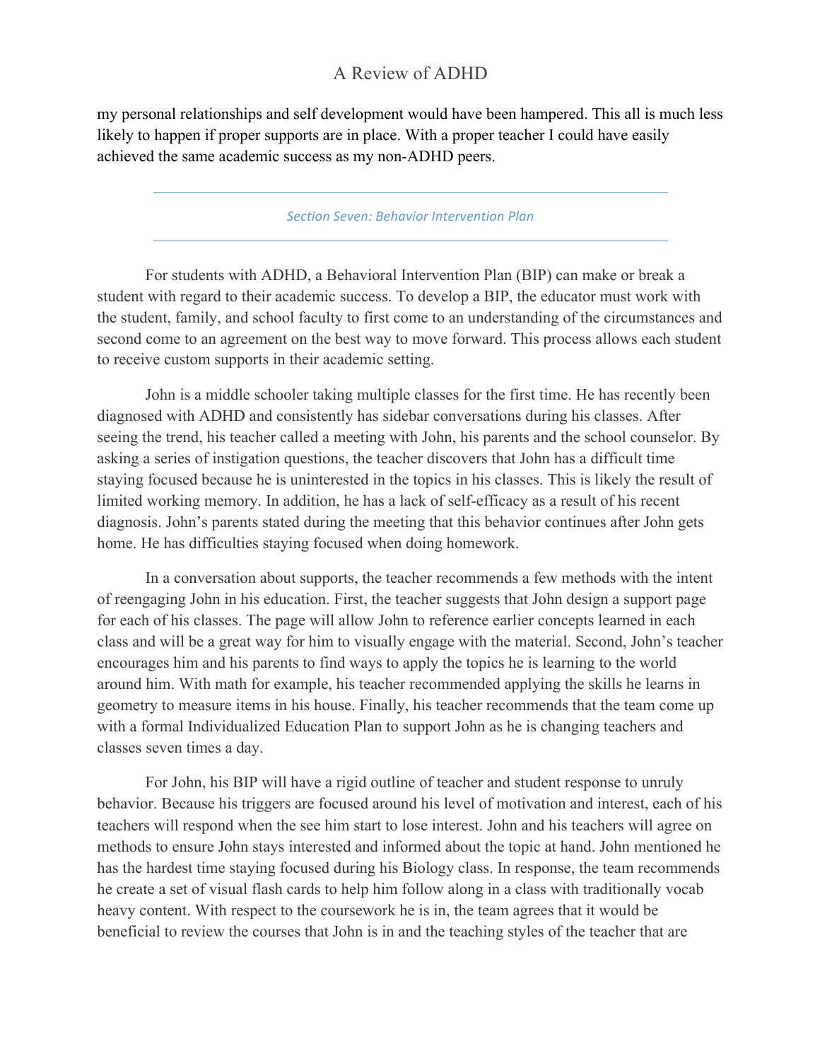my personal relationships and self development would have been hampered. This all is much less likely to happen if proper supports are in place. With a proper teacher I could have easily achieved the same academic success as my non-ADHD peers.

---

*Section Seven: Behavior Intervention Plan*

---

For students with ADHD, a Behavioral Intervention Plan (BIP) can make or break a student with regard to their academic success. To develop a BIP, the educator must work with the student, family, and school faculty to first come to an understanding of the circumstances and second come to an agreement on the best way to move forward. This process allows each student to receive custom supports in their academic setting.

John is a middle schooler taking multiple classes for the first time. He has recently been diagnosed with ADHD and consistently has sidebar conversations during his classes. After seeing the trend, his teacher called a meeting with John, his parents and the school counselor. By asking a series of instigation questions, the teacher discovers that John has a difficult time staying focused because he is uninterested in the topics in his classes. This is likely the result of limited working memory. In addition, he has a lack of self-efficacy as a result of his recent diagnosis. John's parents stated during the meeting that this behavior continues after John gets home. He has difficulties staying focused when doing homework.

In a conversation about supports, the teacher recommends a few methods with the intent of reengaging John in his education. First, the teacher suggests that John design a support page for each of his classes. The page will allow John to reference earlier concepts learned in each class and will be a great way for him to visually engage with the material. Second, John's teacher encourages him and his parents to find ways to apply the topics he is learning to the world around him. With math for example, his teacher recommended applying the skills he learns in geometry to measure items in his house. Finally, his teacher recommends that the team come up with a formal Individualized Education Plan to support John as he is changing teachers and classes seven times a day.

For John, his BIP will have a rigid outline of teacher and student response to unruly behavior. Because his triggers are focused around his level of motivation and interest, each of his teachers will respond when the see him start to lose interest. John and his teachers will agree on methods to ensure John stays interested and informed about the topic at hand. John mentioned he has the hardest time staying focused during his Biology class. In response, the team recommends he create a set of visual flash cards to help him follow along in a class with traditionally vocab heavy content. With respect to the coursework he is in, the team agrees that it would be beneficial to review the courses that John is in and the teaching styles of the teacher that are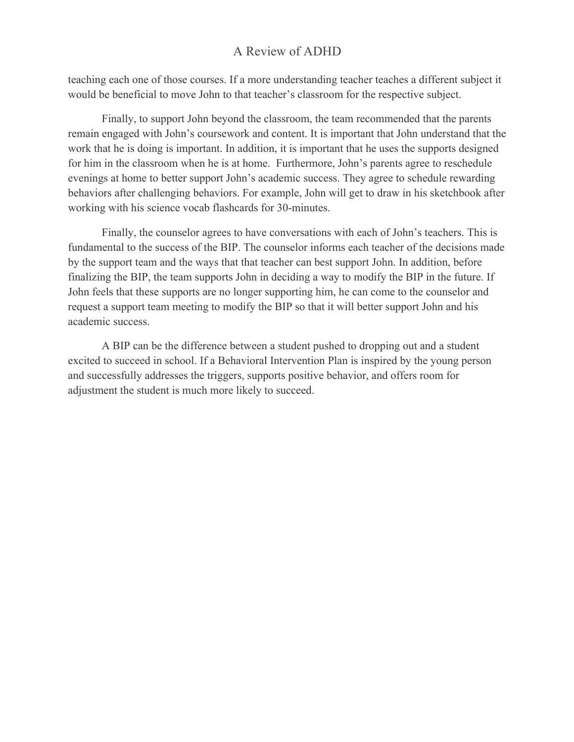teaching each one of those courses. If a more understanding teacher teaches a different subject it would be beneficial to move John to that teacher's classroom for the respective subject.

Finally, to support John beyond the classroom, the team recommended that the parents remain engaged with John's coursework and content. It is important that John understand that the work that he is doing is important. In addition, it is important that he uses the supports designed for him in the classroom when he is at home. Furthermore, John's parents agree to reschedule evenings at home to better support John's academic success. They agree to schedule rewarding behaviors after challenging behaviors. For example, John will get to draw in his sketchbook after working with his science vocab flashcards for 30-minutes.

Finally, the counselor agrees to have conversations with each of John's teachers. This is fundamental to the success of the BIP. The counselor informs each teacher of the decisions made by the support team and the ways that that teacher can best support John. In addition, before finalizing the BIP, the team supports John in deciding a way to modify the BIP in the future. If John feels that these supports are no longer supporting him, he can come to the counselor and request a support team meeting to modify the BIP so that it will better support John and his academic success.

A BIP can be the difference between a student pushed to dropping out and a student excited to succeed in school. If a Behavioral Intervention Plan is inspired by the young person and successfully addresses the triggers, supports positive behavior, and offers room for adjustment the student is much more likely to succeed.